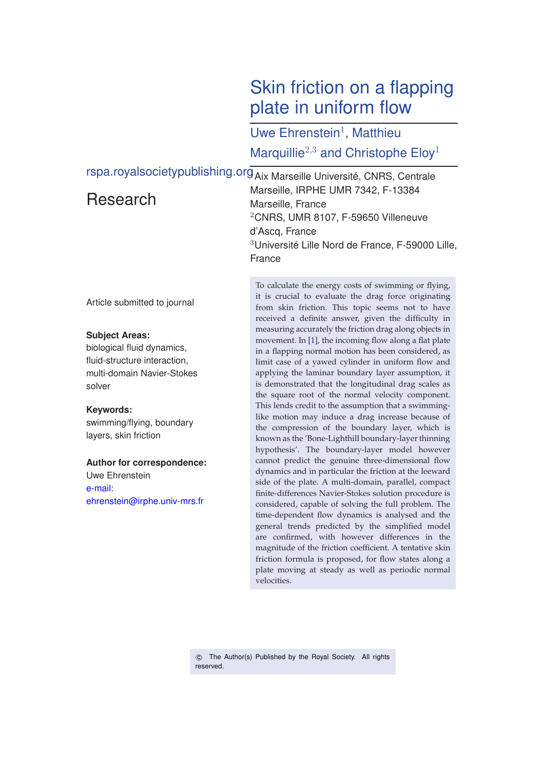rspa.royalsocietypublishing.org

# Research

Article submitted to journal

**Subject Areas:**
biological fluid dynamics, fluid-structure interaction, multi-domain Navier-Stokes solver

**Keywords:**
swimming/flying, boundary layers, skin friction

**Author for correspondence:**
Uwe Ehrenstein
e-mail: ehrenstein@irphe.univ-mrs.fr

# Skin friction on a flapping plate in uniform flow

Uwe Ehrenstein[1], Matthieu Marquillie[2,3] and Christophe Eloy[1]

[1]Aix Marseille Université, CNRS, Centrale Marseille, IRPHE UMR 7342, F-13384 Marseille, France
[2]CNRS, UMR 8107, F-59650 Villeneuve d'Ascq, France
[3]Université Lille Nord de France, F-59000 Lille, France

To calculate the energy costs of swimming or flying, it is crucial to evaluate the drag force originating from skin friction. This topic seems not to have received a definite answer, given the difficulty in measuring accurately the friction drag along objects in movement. In [1], the incoming flow along a flat plate in a flapping normal motion has been considered, as limit case of a yawed cylinder in uniform flow and applying the laminar boundary layer assumption, it is demonstrated that the longitudinal drag scales as the square root of the normal velocity component. This lends credit to the assumption that a swimming-like motion may induce a drag increase because of the compression of the boundary layer, which is known as the 'Bone-Lighthill boundary-layer thinning hypothesis'. The boundary-layer model however cannot predict the genuine three-dimensional flow dynamics and in particular the friction at the leeward side of the plate. A multi-domain, parallel, compact finite-differences Navier-Stokes solution procedure is considered, capable of solving the full problem. The time-dependent flow dynamics is analysed and the general trends predicted by the simplified model are confirmed, with however differences in the magnitude of the friction coefficient. A tentative skin friction formula is proposed, for flow states along a plate moving at steady as well as periodic normal velocities.

© The Author(s) Published by the Royal Society. All rights reserved.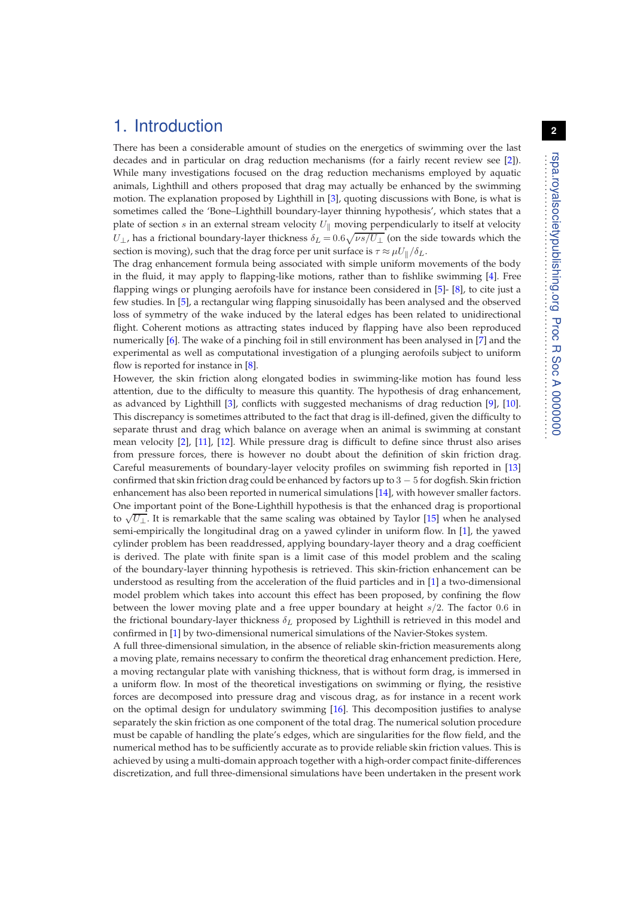## 1. Introduction

There has been a considerable amount of studies on the energetics of swimming over the last decades and in particular on drag reduction mechanisms (for a fairly recent review see [2]). While many investigations focused on the drag reduction mechanisms employed by aquatic animals, Lighthill and others proposed that drag may actually be enhanced by the swimming motion. The explanation proposed by Lighthill in [3], quoting discussions with Bone, is what is sometimes called the 'Bone–Lighthill boundary-layer thinning hypothesis', which states that a plate of section $s$ in an external stream velocity $U_{\|}$ moving perpendicularly to itself at velocity $U_{\perp}$, has a frictional boundary-layer thickness $\delta_L = 0.6\sqrt{\nu s/U_{\perp}}$ (on the side towards which the section is moving), such that the drag force per unit surface is $\tau \approx \mu U_{\|}/\delta_L$.

The drag enhancement formula being associated with simple uniform movements of the body in the fluid, it may apply to flapping-like motions, rather than to fishlike swimming [4]. Free flapping wings or plunging aerofoils have for instance been considered in [5]- [8], to cite just a few studies. In [5], a rectangular wing flapping sinusoidally has been analysed and the observed loss of symmetry of the wake induced by the lateral edges has been related to unidirectional flight. Coherent motions as attracting states induced by flapping have also been reproduced numerically [6]. The wake of a pinching foil in still environment has been analysed in [7] and the experimental as well as computational investigation of a plunging aerofoils subject to uniform flow is reported for instance in [8].

However, the skin friction along elongated bodies in swimming-like motion has found less attention, due to the difficulty to measure this quantity. The hypothesis of drag enhancement, as advanced by Lighthill [3], conflicts with suggested mechanisms of drag reduction [9], [10]. This discrepancy is sometimes attributed to the fact that drag is ill-defined, given the difficulty to separate thrust and drag which balance on average when an animal is swimming at constant mean velocity [2], [11], [12]. While pressure drag is difficult to define since thrust also arises from pressure forces, there is however no doubt about the definition of skin friction drag. Careful measurements of boundary-layer velocity profiles on swimming fish reported in [13] confirmed that skin friction drag could be enhanced by factors up to $3-5$ for dogfish. Skin friction enhancement has also been reported in numerical simulations [14], with however smaller factors. One important point of the Bone-Lighthill hypothesis is that the enhanced drag is proportional to $\sqrt{U_{\perp}}$. It is remarkable that the same scaling was obtained by Taylor [15] when he analysed semi-empirically the longitudinal drag on a yawed cylinder in uniform flow. In [1], the yawed cylinder problem has been readdressed, applying boundary-layer theory and a drag coefficient is derived. The plate with finite span is a limit case of this model problem and the scaling of the boundary-layer thinning hypothesis is retrieved. This skin-friction enhancement can be understood as resulting from the acceleration of the fluid particles and in [1] a two-dimensional model problem which takes into account this effect has been proposed, by confining the flow between the lower moving plate and a free upper boundary at height $s/2$. The factor $0.6$ in the frictional boundary-layer thickness $\delta_L$ proposed by Lighthill is retrieved in this model and confirmed in [1] by two-dimensional numerical simulations of the Navier-Stokes system.

A full three-dimensional simulation, in the absence of reliable skin-friction measurements along a moving plate, remains necessary to confirm the theoretical drag enhancement prediction. Here, a moving rectangular plate with vanishing thickness, that is without form drag, is immersed in a uniform flow. In most of the theoretical investigations on swimming or flying, the resistive forces are decomposed into pressure drag and viscous drag, as for instance in a recent work on the optimal design for undulatory swimming [16]. This decomposition justifies to analyse separately the skin friction as one component of the total drag. The numerical solution procedure must be capable of handling the plate's edges, which are singularities for the flow field, and the numerical method has to be sufficiently accurate as to provide reliable skin friction values. This is achieved by using a multi-domain approach together with a high-order compact finite-differences discretization, and full three-dimensional simulations have been undertaken in the present work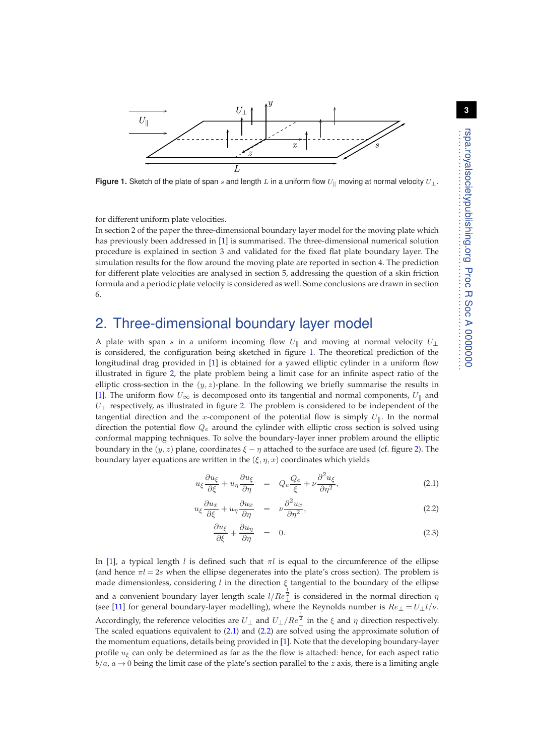**Figure 1.** Sketch of the plate of span $s$ and length $L$ in a uniform flow $U_{\parallel}$ moving at normal velocity $U_{\perp}$.

for different uniform plate velocities.

In section 2 of the paper the three-dimensional boundary layer model for the moving plate which has previously been addressed in [1] is summarised. The three-dimensional numerical solution procedure is explained in section 3 and validated for the fixed flat plate boundary layer. The simulation results for the flow around the moving plate are reported in section 4. The prediction for different plate velocities are analysed in section 5, addressing the question of a skin friction formula and a periodic plate velocity is considered as well. Some conclusions are drawn in section 6.

## 2. Three-dimensional boundary layer model

A plate with span $s$ in a uniform incoming flow $U_{\parallel}$ and moving at normal velocity $U_{\perp}$ is considered, the configuration being sketched in figure 1. The theoretical prediction of the longitudinal drag provided in [1] is obtained for a yawed elliptic cylinder in a uniform flow illustrated in figure 2, the plate problem being a limit case for an infinite aspect ratio of the elliptic cross-section in the $(y,z)$-plane. In the following we briefly summarise the results in [1]. The uniform flow $U_{\infty}$ is decomposed onto its tangential and normal components, $U_{\parallel}$ and $U_{\perp}$ respectively, as illustrated in figure 2. The problem is considered to be independent of the tangential direction and the $x$-component of the potential flow is simply $U_{\parallel}$. In the normal direction the potential flow $Q_e$ around the cylinder with elliptic cross section is solved using conformal mapping techniques. To solve the boundary-layer inner problem around the elliptic boundary in the $(y,z)$ plane, coordinates $\xi-\eta$ attached to the surface are used (cf. figure 2). The boundary layer equations are written in the $(\xi,\eta,x)$ coordinates which yields

$$u_{\xi}\frac{\partial u_{\xi}}{\partial \xi}+u_{\eta}\frac{\partial u_{\xi}}{\partial \eta} = Q_e\frac{Q_e}{\xi}+\nu\frac{\partial^2 u_{\xi}}{\partial \eta^2}, \tag{2.1}$$

$$u_{\xi}\frac{\partial u_{x}}{\partial \xi}+u_{\eta}\frac{\partial u_{x}}{\partial \eta} = \nu\frac{\partial^2 u_{x}}{\partial \eta^2}, \tag{2.2}$$

$$\frac{\partial u_{\xi}}{\partial \xi}+\frac{\partial u_{\eta}}{\partial \eta} = 0. \tag{2.3}$$

In [1], a typical length $l$ is defined such that $\pi l$ is equal to the circumference of the ellipse (and hence $\pi l=2s$ when the ellipse degenerates into the plate's cross section). The problem is made dimensionless, considering $l$ in the direction $\xi$ tangential to the boundary of the ellipse and a convenient boundary layer length scale $l/Re_{\perp}^{\frac{1}{2}}$ is considered in the normal direction $\eta$ (see [11] for general boundary-layer modelling), where the Reynolds number is $Re_{\perp}=U_{\perp}l/\nu$. Accordingly, the reference velocities are $U_{\perp}$ and $U_{\perp}/Re_{\perp}^{\frac{1}{2}}$ in the $\xi$ and $\eta$ direction respectively. The scaled equations equivalent to (2.1) and (2.2) are solved using the approximate solution of the momentum equations, details being provided in [1]. Note that the developing boundary-layer profile $u_{\xi}$ can only be determined as far as the flow is attached: hence, for each aspect ratio $b/a$, $a\rightarrow 0$ being the limit case of the plate's section parallel to the $z$ axis, there is a limiting angle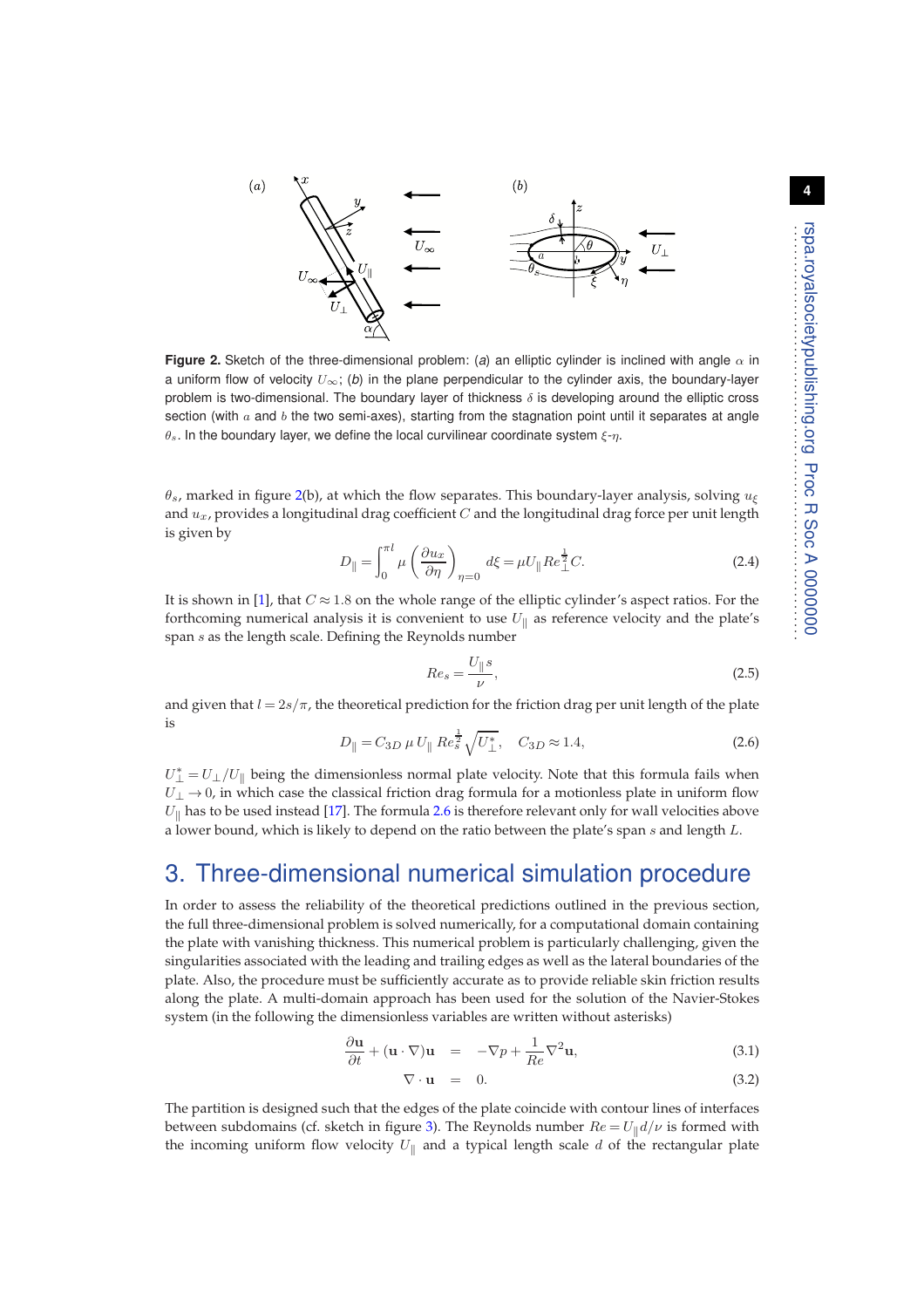**Figure 2.** Sketch of the three-dimensional problem: (*a*) an elliptic cylinder is inclined with angle $\alpha$ in a uniform flow of velocity $U_\infty$; (*b*) in the plane perpendicular to the cylinder axis, the boundary-layer problem is two-dimensional. The boundary layer of thickness $\delta$ is developing around the elliptic cross section (with $a$ and $b$ the two semi-axes), starting from the stagnation point until it separates at angle $\theta_s$. In the boundary layer, we define the local curvilinear coordinate system $\xi$-$\eta$.

$\theta_s$, marked in figure 2(b), at which the flow separates. This boundary-layer analysis, solving $u_\xi$ and $u_x$, provides a longitudinal drag coefficient $C$ and the longitudinal drag force per unit length is given by

$$D_\parallel = \int_0^{\pi l} \mu \left(\frac{\partial u_x}{\partial \eta}\right)_{\eta=0} d\xi = \mu U_\parallel Re_\perp^{\frac{1}{2}} C. \tag{2.4}$$

It is shown in [1], that $C \approx 1.8$ on the whole range of the elliptic cylinder's aspect ratios. For the forthcoming numerical analysis it is convenient to use $U_\parallel$ as reference velocity and the plate's span $s$ as the length scale. Defining the Reynolds number

$$Re_s = \frac{U_\parallel s}{\nu}, \tag{2.5}$$

and given that $l = 2s/\pi$, the theoretical prediction for the friction drag per unit length of the plate is

$$D_\parallel = C_{3D}\, \mu\, U_\parallel\, Re_s^{\frac{1}{2}} \sqrt{U_\perp^*}, \quad C_{3D} \approx 1.4, \tag{2.6}$$

$U_\perp^* = U_\perp / U_\parallel$ being the dimensionless normal plate velocity. Note that this formula fails when $U_\perp \to 0$, in which case the classical friction drag formula for a motionless plate in uniform flow $U_\parallel$ has to be used instead [17]. The formula 2.6 is therefore relevant only for wall velocities above a lower bound, which is likely to depend on the ratio between the plate's span $s$ and length $L$.

## 3. Three-dimensional numerical simulation procedure

In order to assess the reliability of the theoretical predictions outlined in the previous section, the full three-dimensional problem is solved numerically, for a computational domain containing the plate with vanishing thickness. This numerical problem is particularly challenging, given the singularities associated with the leading and trailing edges as well as the lateral boundaries of the plate. Also, the procedure must be sufficiently accurate as to provide reliable skin friction results along the plate. A multi-domain approach has been used for the solution of the Navier-Stokes system (in the following the dimensionless variables are written without asterisks)

$$\frac{\partial \mathbf{u}}{\partial t} + (\mathbf{u} \cdot \nabla)\mathbf{u} = -\nabla p + \frac{1}{Re}\nabla^2 \mathbf{u}, \tag{3.1}$$

$$\nabla \cdot \mathbf{u} = 0. \tag{3.2}$$

The partition is designed such that the edges of the plate coincide with contour lines of interfaces between subdomains (cf. sketch in figure 3). The Reynolds number $Re = U_\parallel d/\nu$ is formed with the incoming uniform flow velocity $U_\parallel$ and a typical length scale $d$ of the rectangular plate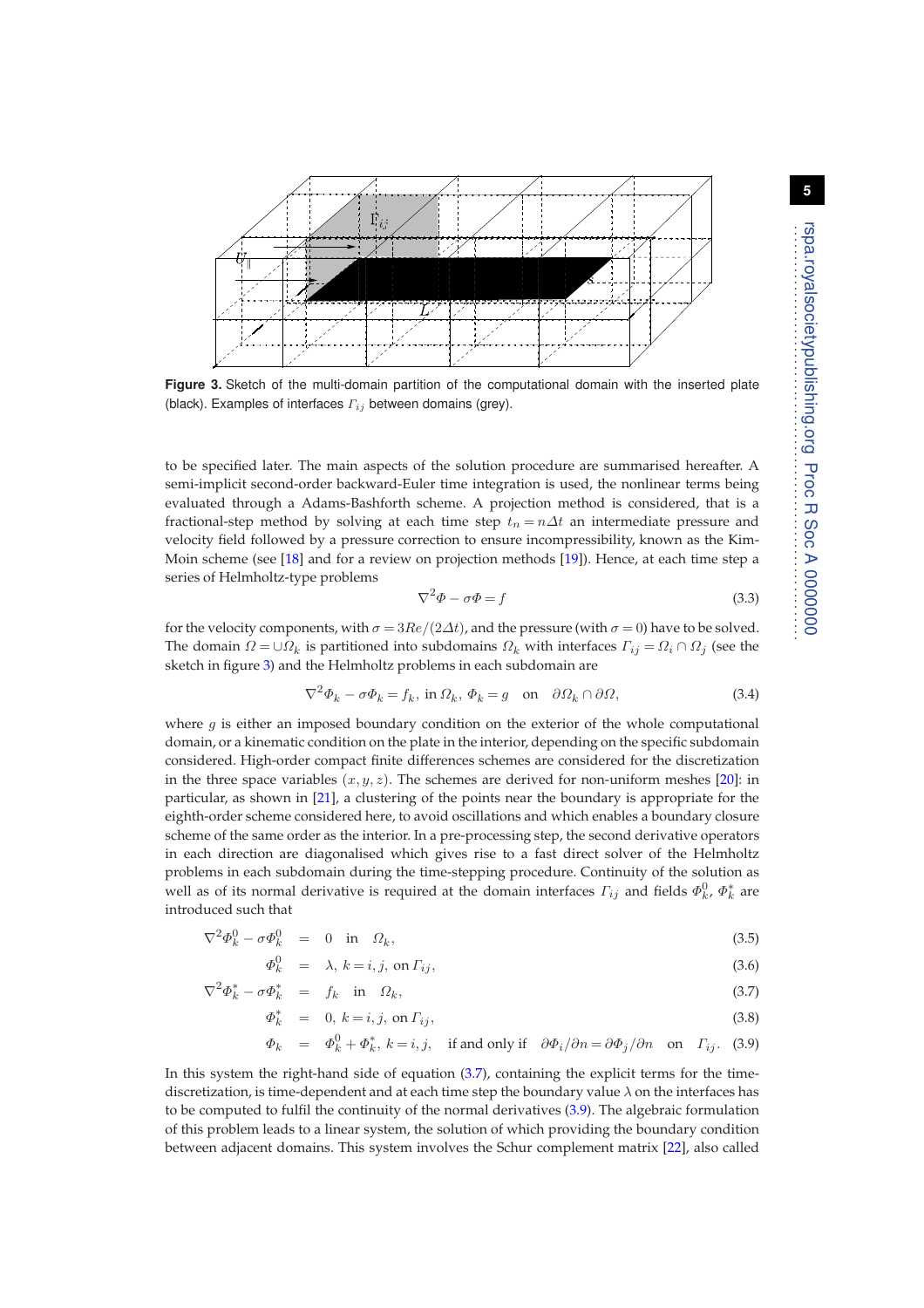**Figure 3.** Sketch of the multi-domain partition of the computational domain with the inserted plate (black). Examples of interfaces $\Gamma_{ij}$ between domains (grey).

to be specified later. The main aspects of the solution procedure are summarised hereafter. A semi-implicit second-order backward-Euler time integration is used, the nonlinear terms being evaluated through a Adams-Bashforth scheme. A projection method is considered, that is a fractional-step method by solving at each time step $t_n = n\Delta t$ an intermediate pressure and velocity field followed by a pressure correction to ensure incompressibility, known as the Kim-Moin scheme (see [18] and for a review on projection methods [19]). Hence, at each time step a series of Helmholtz-type problems

$$\nabla^2 \Phi - \sigma \Phi = f \tag{3.3}$$

for the velocity components, with $\sigma = 3Re/(2\Delta t)$, and the pressure (with $\sigma = 0$) have to be solved. The domain $\Omega = \cup \Omega_k$ is partitioned into subdomains $\Omega_k$ with interfaces $\Gamma_{ij} = \Omega_i \cap \Omega_j$ (see the sketch in figure 3) and the Helmholtz problems in each subdomain are

$$\nabla^2 \Phi_k - \sigma \Phi_k = f_k, \text{ in } \Omega_k, \; \Phi_k = g \quad \text{on} \quad \partial\Omega_k \cap \partial\Omega, \tag{3.4}$$

where $g$ is either an imposed boundary condition on the exterior of the whole computational domain, or a kinematic condition on the plate in the interior, depending on the specific subdomain considered. High-order compact finite differences schemes are considered for the discretization in the three space variables $(x, y, z)$. The schemes are derived for non-uniform meshes [20]: in particular, as shown in [21], a clustering of the points near the boundary is appropriate for the eighth-order scheme considered here, to avoid oscillations and which enables a boundary closure scheme of the same order as the interior. In a pre-processing step, the second derivative operators in each direction are diagonalised which gives rise to a fast direct solver of the Helmholtz problems in each subdomain during the time-stepping procedure. Continuity of the solution as well as of its normal derivative is required at the domain interfaces $\Gamma_{ij}$ and fields $\Phi_k^0$, $\Phi_k^*$ are introduced such that

$$\nabla^2 \Phi_k^0 - \sigma \Phi_k^0 = 0 \quad \text{in} \quad \Omega_k, \tag{3.5}$$

$$\Phi_k^0 = \lambda, \; k = i, j, \text{ on } \Gamma_{ij}, \tag{3.6}$$

$$\nabla^2 \Phi_k^* - \sigma \Phi_k^* = f_k \quad \text{in} \quad \Omega_k, \tag{3.7}$$

$$\Phi_k^* = 0, \; k = i, j, \text{ on } \Gamma_{ij}, \tag{3.8}$$

$$\Phi_k = \Phi_k^0 + \Phi_k^*, \; k = i, j, \quad \text{if and only if} \quad \partial\Phi_i/\partial n = \partial\Phi_j/\partial n \quad \text{on} \quad \Gamma_{ij}. \tag{3.9}$$

In this system the right-hand side of equation (3.7), containing the explicit terms for the time-discretization, is time-dependent and at each time step the boundary value $\lambda$ on the interfaces has to be computed to fulfil the continuity of the normal derivatives (3.9). The algebraic formulation of this problem leads to a linear system, the solution of which providing the boundary condition between adjacent domains. This system involves the Schur complement matrix [22], also called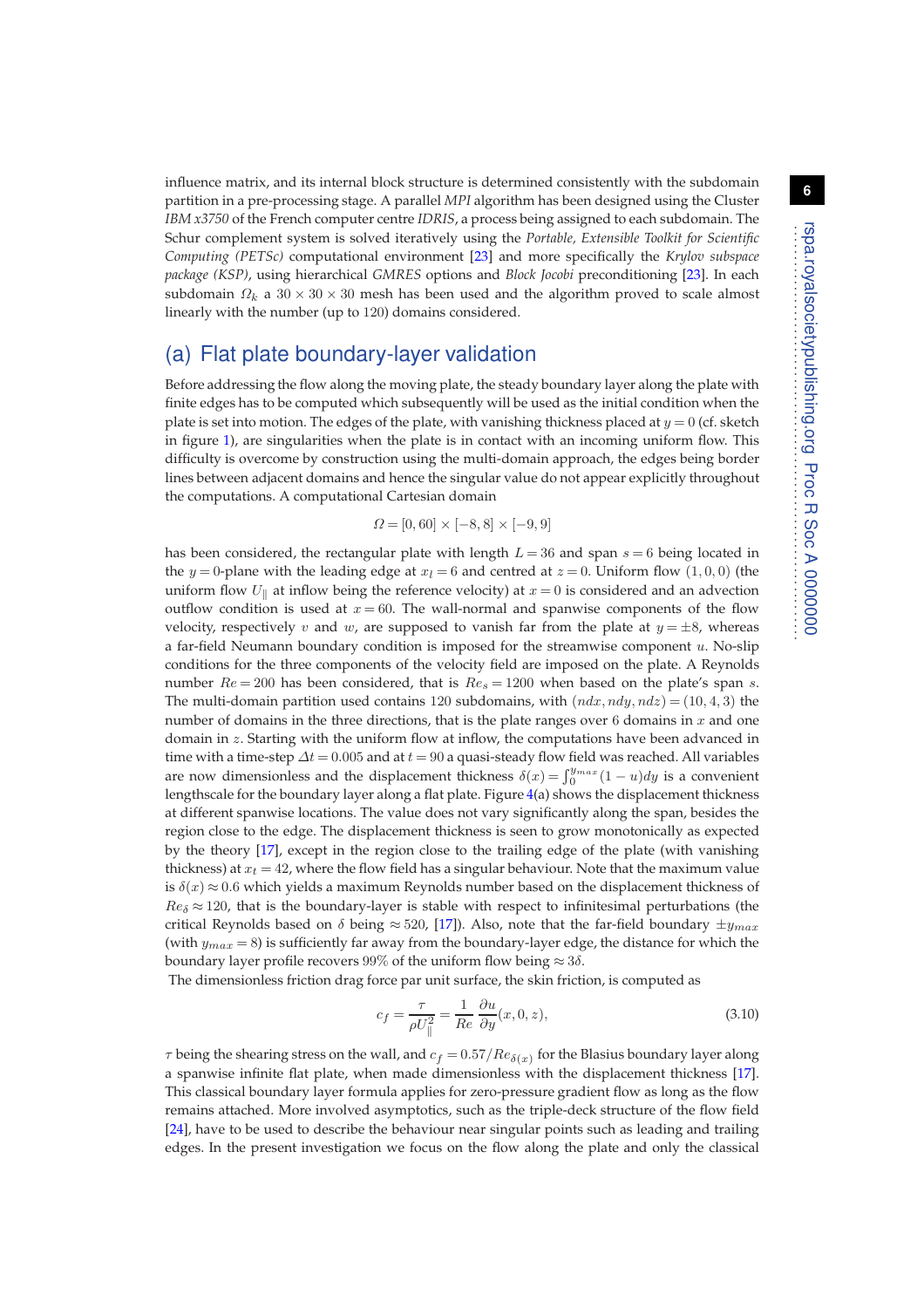influence matrix, and its internal block structure is determined consistently with the subdomain partition in a pre-processing stage. A parallel *MPI* algorithm has been designed using the Cluster *IBM x3750* of the French computer centre *IDRIS*, a process being assigned to each subdomain. The Schur complement system is solved iteratively using the *Portable, Extensible Toolkit for Scientific Computing (PETSc)* computational environment [23] and more specifically the *Krylov subspace package (KSP)*, using hierarchical *GMRES* options and *Block Jocobi* preconditioning [23]. In each subdomain $\Omega_k$ a $30 \times 30 \times 30$ mesh has been used and the algorithm proved to scale almost linearly with the number (up to 120) domains considered.

## (a) Flat plate boundary-layer validation

Before addressing the flow along the moving plate, the steady boundary layer along the plate with finite edges has to be computed which subsequently will be used as the initial condition when the plate is set into motion. The edges of the plate, with vanishing thickness placed at $y = 0$ (cf. sketch in figure 1), are singularities when the plate is in contact with an incoming uniform flow. This difficulty is overcome by construction using the multi-domain approach, the edges being border lines between adjacent domains and hence the singular value do not appear explicitly throughout the computations. A computational Cartesian domain

$$\Omega = [0, 60] \times [-8, 8] \times [-9, 9]$$

has been considered, the rectangular plate with length $L = 36$ and span $s = 6$ being located in the $y = 0$-plane with the leading edge at $x_l = 6$ and centred at $z = 0$. Uniform flow $(1, 0, 0)$ (the uniform flow $U_\parallel$ at inflow being the reference velocity) at $x = 0$ is considered and an advection outflow condition is used at $x = 60$. The wall-normal and spanwise components of the flow velocity, respectively $v$ and $w$, are supposed to vanish far from the plate at $y = \pm 8$, whereas a far-field Neumann boundary condition is imposed for the streamwise component $u$. No-slip conditions for the three components of the velocity field are imposed on the plate. A Reynolds number $Re = 200$ has been considered, that is $Re_s = 1200$ when based on the plate's span $s$. The multi-domain partition used contains 120 subdomains, with $(ndx, ndy, ndz) = (10, 4, 3)$ the number of domains in the three directions, that is the plate ranges over 6 domains in $x$ and one domain in $z$. Starting with the uniform flow at inflow, the computations have been advanced in time with a time-step $\Delta t = 0.005$ and at $t = 90$ a quasi-steady flow field was reached. All variables are now dimensionless and the displacement thickness $\delta(x) = \int_0^{y_{max}} (1 - u) dy$ is a convenient lengthscale for the boundary layer along a flat plate. Figure 4(a) shows the displacement thickness at different spanwise locations. The value does not vary significantly along the span, besides the region close to the edge. The displacement thickness is seen to grow monotonically as expected by the theory [17], except in the region close to the trailing edge of the plate (with vanishing thickness) at $x_t = 42$, where the flow field has a singular behaviour. Note that the maximum value is $\delta(x) \approx 0.6$ which yields a maximum Reynolds number based on the displacement thickness of $Re_\delta \approx 120$, that is the boundary-layer is stable with respect to infinitesimal perturbations (the critical Reynolds based on $\delta$ being $\approx 520$, [17]). Also, note that the far-field boundary $\pm y_{max}$ (with $y_{max} = 8$) is sufficiently far away from the boundary-layer edge, the distance for which the boundary layer profile recovers 99% of the uniform flow being $\approx 3\delta$.

The dimensionless friction drag force par unit surface, the skin friction, is computed as

$$c_f = \frac{\tau}{\rho U_\parallel^2} = \frac{1}{Re} \frac{\partial u}{\partial y}(x, 0, z), \tag{3.10}$$

$\tau$ being the shearing stress on the wall, and $c_f = 0.57/Re_{\delta(x)}$ for the Blasius boundary layer along a spanwise infinite flat plate, when made dimensionless with the displacement thickness [17]. This classical boundary layer formula applies for zero-pressure gradient flow as long as the flow remains attached. More involved asymptotics, such as the triple-deck structure of the flow field [24], have to be used to describe the behaviour near singular points such as leading and trailing edges. In the present investigation we focus on the flow along the plate and only the classical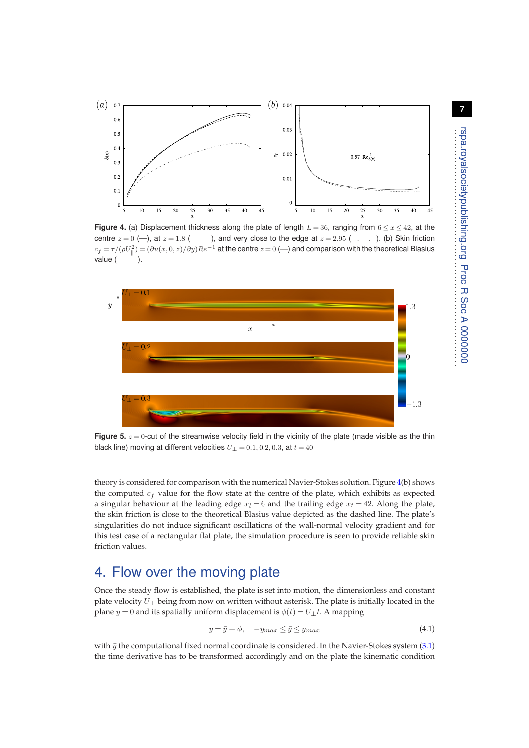**Figure 4.** (a) Displacement thickness along the plate of length $L = 36$, ranging from $6 \leq x \leq 42$, at the centre $z = 0$ (—), at $z = 1.8$ (− − −), and very close to the edge at $z = 2.95$ (−. − .−). (b) Skin friction $c_f = \tau/(\rho U_{\|}^2) = (\partial u(x, 0, z)/\partial y)Re^{-1}$ at the centre $z = 0$ (—) and comparison with the theoretical Blasius value (− − −).

**Figure 5.** $z = 0$-cut of the streamwise velocity field in the vicinity of the plate (made visible as the thin black line) moving at different velocities $U_\perp = 0.1, 0.2, 0.3$, at $t = 40$

theory is considered for comparison with the numerical Navier-Stokes solution. Figure 4(b) shows the computed $c_f$ value for the flow state at the centre of the plate, which exhibits as expected a singular behaviour at the leading edge $x_l = 6$ and the trailing edge $x_t = 42$. Along the plate, the skin friction is close to the theoretical Blasius value depicted as the dashed line. The plate's singularities do not induce significant oscillations of the wall-normal velocity gradient and for this test case of a rectangular flat plate, the simulation procedure is seen to provide reliable skin friction values.

## 4. Flow over the moving plate

Once the steady flow is established, the plate is set into motion, the dimensionless and constant plate velocity $U_\perp$ being from now on written without asterisk. The plate is initially located in the plane $y = 0$ and its spatially uniform displacement is $\phi(t) = U_\perp t$. A mapping

$$y = \bar{y} + \phi, \quad -y_{max} \leq \bar{y} \leq y_{max} \tag{4.1}$$

with $\bar{y}$ the computational fixed normal coordinate is considered. In the Navier-Stokes system (3.1) the time derivative has to be transformed accordingly and on the plate the kinematic condition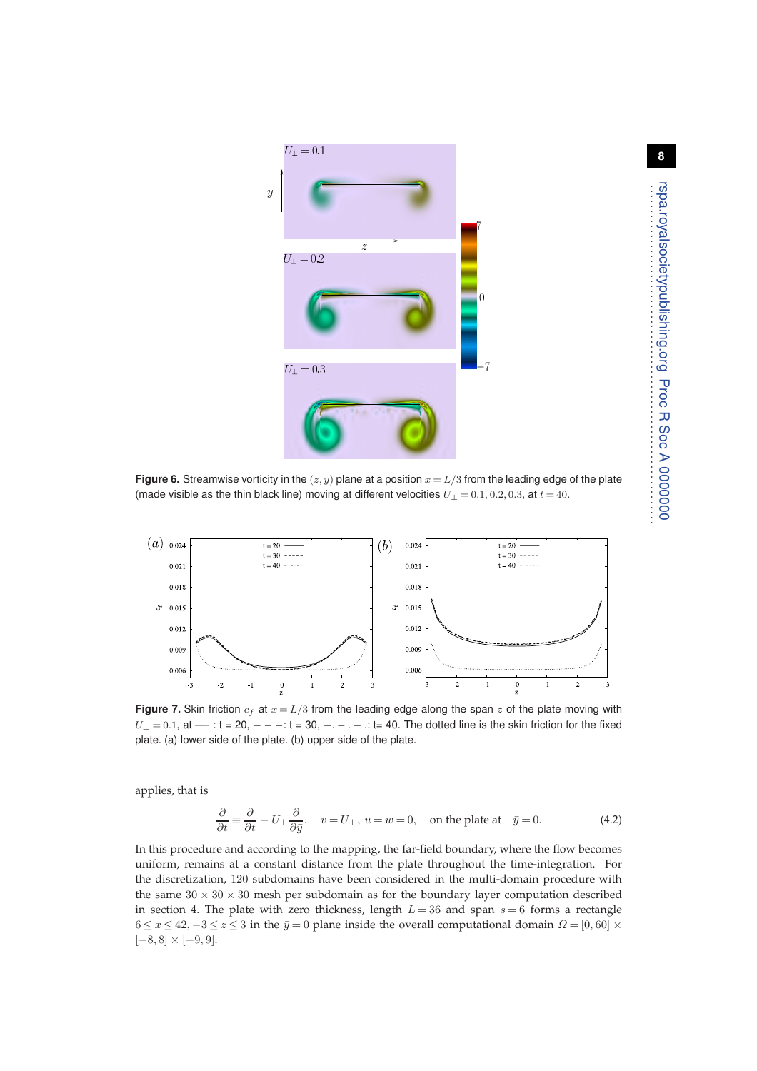**Figure 6.** Streamwise vorticity in the $(z, y)$ plane at a position $x = L/3$ from the leading edge of the plate (made visible as the thin black line) moving at different velocities $U_\perp = 0.1, 0.2, 0.3$, at $t = 40$.

**Figure 7.** Skin friction $c_f$ at $x = L/3$ from the leading edge along the span $z$ of the plate moving with $U_\perp = 0.1$, at —- : t = 20, $- - -$: t = 30, $-. - . -$.: t= 40. The dotted line is the skin friction for the fixed plate. (a) lower side of the plate. (b) upper side of the plate.

applies, that is

$$\frac{\partial}{\partial t} \equiv \frac{\partial}{\partial t} - U_\perp \frac{\partial}{\partial \bar{y}}, \quad v = U_\perp,\ u = w = 0, \quad \text{on the plate at} \quad \bar{y} = 0. \tag{4.2}$$

In this procedure and according to the mapping, the far-field boundary, where the flow becomes uniform, remains at a constant distance from the plate throughout the time-integration. For the discretization, 120 subdomains have been considered in the multi-domain procedure with the same $30 \times 30 \times 30$ mesh per subdomain as for the boundary layer computation described in section 4. The plate with zero thickness, length $L = 36$ and span $s = 6$ forms a rectangle $6 \le x \le 42, -3 \le z \le 3$ in the $\bar{y} = 0$ plane inside the overall computational domain $\Omega = [0, 60] \times [-8, 8] \times [-9, 9]$.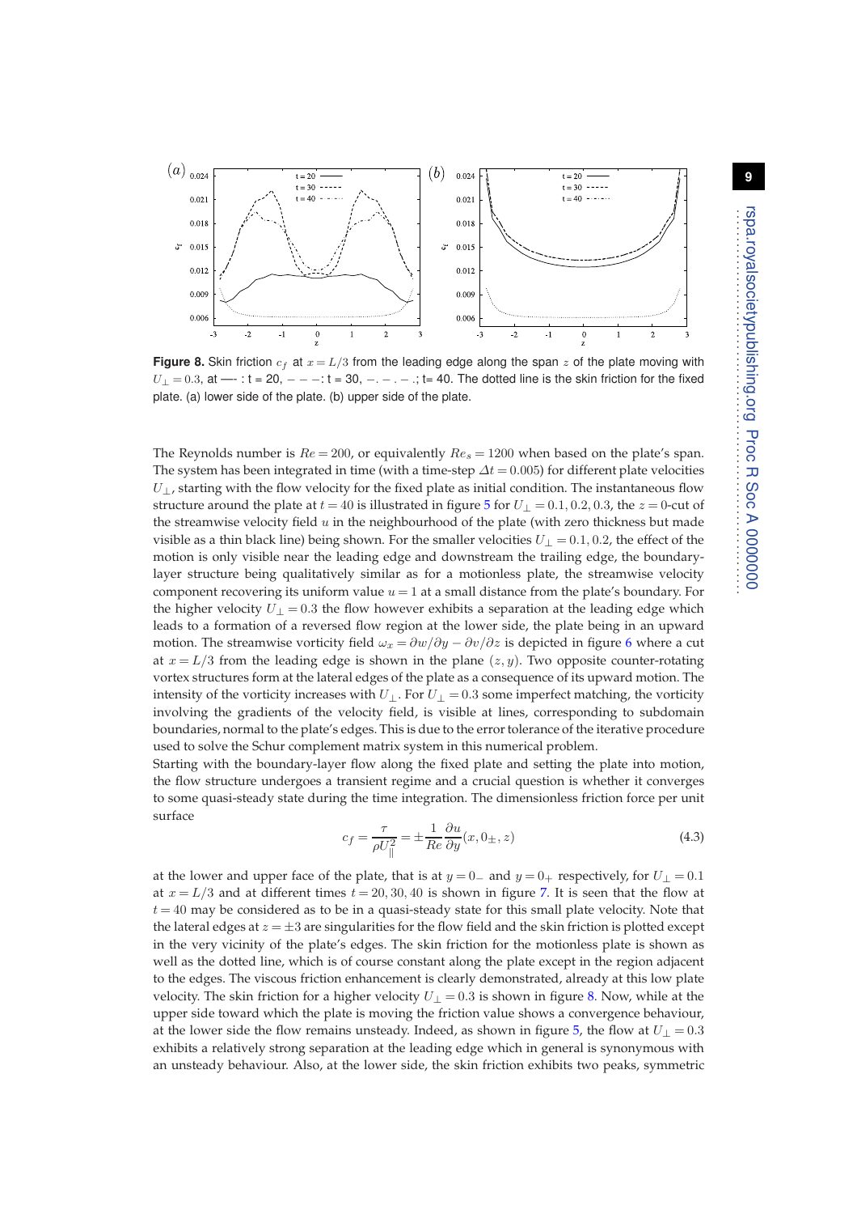**Figure 8.** Skin friction $c_f$ at $x = L/3$ from the leading edge along the span $z$ of the plate moving with $U_\perp = 0.3$, at —- : t = 20, $- - -$: t = 30, $-. - . - .$; t= 40. The dotted line is the skin friction for the fixed plate. (a) lower side of the plate. (b) upper side of the plate.

The Reynolds number is $Re = 200$, or equivalently $Re_s = 1200$ when based on the plate's span. The system has been integrated in time (with a time-step $\Delta t = 0.005$) for different plate velocities $U_\perp$, starting with the flow velocity for the fixed plate as initial condition. The instantaneous flow structure around the plate at $t = 40$ is illustrated in figure 5 for $U_\perp = 0.1, 0.2, 0.3$, the $z = 0$-cut of the streamwise velocity field $u$ in the neighbourhood of the plate (with zero thickness but made visible as a thin black line) being shown. For the smaller velocities $U_\perp = 0.1, 0.2$, the effect of the motion is only visible near the leading edge and downstream the trailing edge, the boundary-layer structure being qualitatively similar as for a motionless plate, the streamwise velocity component recovering its uniform value $u = 1$ at a small distance from the plate's boundary. For the higher velocity $U_\perp = 0.3$ the flow however exhibits a separation at the leading edge which leads to a formation of a reversed flow region at the lower side, the plate being in an upward motion. The streamwise vorticity field $\omega_x = \partial w/\partial y - \partial v/\partial z$ is depicted in figure 6 where a cut at $x = L/3$ from the leading edge is shown in the plane $(z, y)$. Two opposite counter-rotating vortex structures form at the lateral edges of the plate as a consequence of its upward motion. The intensity of the vorticity increases with $U_\perp$. For $U_\perp = 0.3$ some imperfect matching, the vorticity involving the gradients of the velocity field, is visible at lines, corresponding to subdomain boundaries, normal to the plate's edges. This is due to the error tolerance of the iterative procedure used to solve the Schur complement matrix system in this numerical problem.

Starting with the boundary-layer flow along the fixed plate and setting the plate into motion, the flow structure undergoes a transient regime and a crucial question is whether it converges to some quasi-steady state during the time integration. The dimensionless friction force per unit surface

$$c_f = \frac{\tau}{\rho U_\parallel^2} = \pm \frac{1}{Re} \frac{\partial u}{\partial y}(x, 0_\pm, z) \tag{4.3}$$

at the lower and upper face of the plate, that is at $y = 0_-$ and $y = 0_+$ respectively, for $U_\perp = 0.1$ at $x = L/3$ and at different times $t = 20, 30, 40$ is shown in figure 7. It is seen that the flow at $t = 40$ may be considered as to be in a quasi-steady state for this small plate velocity. Note that the lateral edges at $z = \pm 3$ are singularities for the flow field and the skin friction is plotted except in the very vicinity of the plate's edges. The skin friction for the motionless plate is shown as well as the dotted line, which is of course constant along the plate except in the region adjacent to the edges. The viscous friction enhancement is clearly demonstrated, already at this low plate velocity. The skin friction for a higher velocity $U_\perp = 0.3$ is shown in figure 8. Now, while at the upper side toward which the plate is moving the friction value shows a convergence behaviour, at the lower side the flow remains unsteady. Indeed, as shown in figure 5, the flow at $U_\perp = 0.3$ exhibits a relatively strong separation at the leading edge which in general is synonymous with an unsteady behaviour. Also, at the lower side, the skin friction exhibits two peaks, symmetric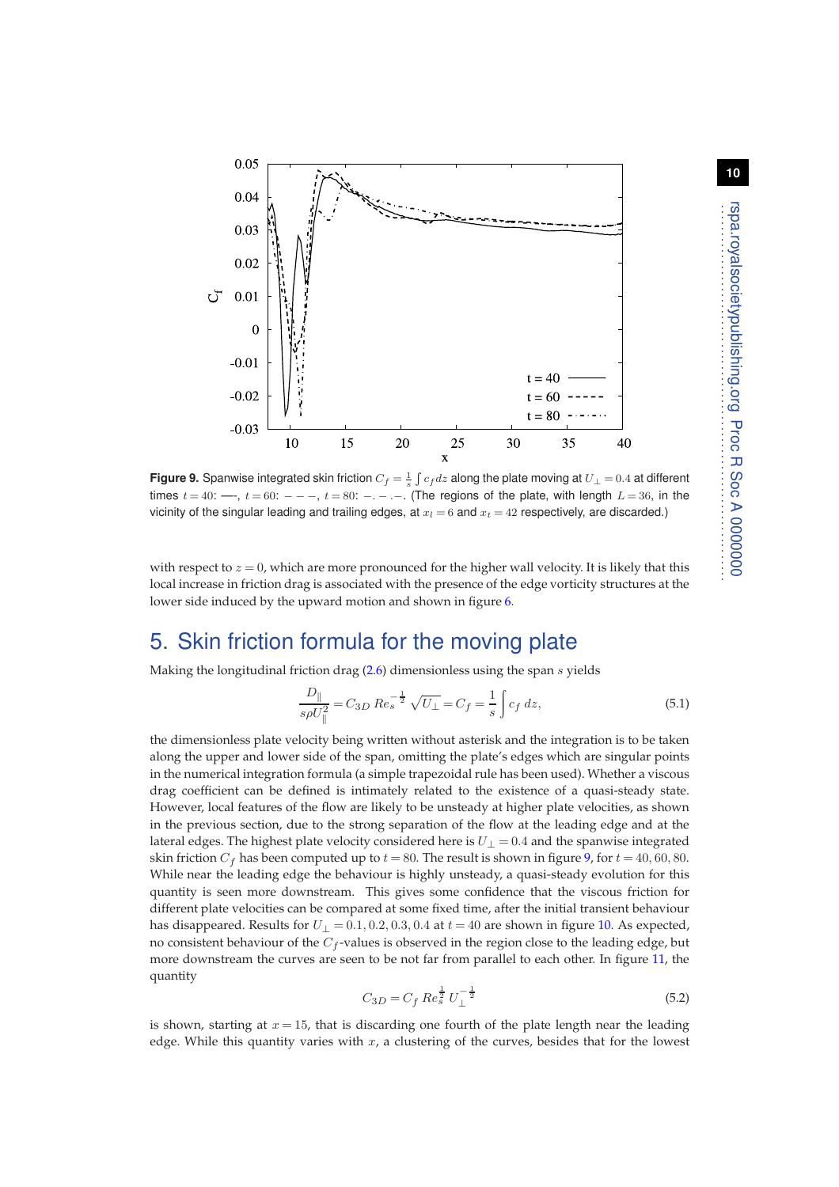**Figure 9.** Spanwise integrated skin friction $C_f = \frac{1}{s}\int c_f dz$ along the plate moving at $U_\perp = 0.4$ at different times $t=40$: —, $t=60$: $---$, $t=80$: $-.-.-$. (The regions of the plate, with length $L=36$, in the vicinity of the singular leading and trailing edges, at $x_l = 6$ and $x_t = 42$ respectively, are discarded.)

with respect to $z=0$, which are more pronounced for the higher wall velocity. It is likely that this local increase in friction drag is associated with the presence of the edge vorticity structures at the lower side induced by the upward motion and shown in figure 6.

## 5. Skin friction formula for the moving plate

Making the longitudinal friction drag (2.6) dimensionless using the span $s$ yields

$$\frac{D_\parallel}{s\rho U_\parallel^2} = C_{3D}\, Re_s^{-\frac{1}{2}}\, \sqrt{U_\perp} = C_f = \frac{1}{s}\int c_f\, dz, \tag{5.1}$$

the dimensionless plate velocity being written without asterisk and the integration is to be taken along the upper and lower side of the span, omitting the plate's edges which are singular points in the numerical integration formula (a simple trapezoidal rule has been used). Whether a viscous drag coefficient can be defined is intimately related to the existence of a quasi-steady state. However, local features of the flow are likely to be unsteady at higher plate velocities, as shown in the previous section, due to the strong separation of the flow at the leading edge and at the lateral edges. The highest plate velocity considered here is $U_\perp = 0.4$ and the spanwise integrated skin friction $C_f$ has been computed up to $t=80$. The result is shown in figure 9, for $t=40,60,80$. While near the leading edge the behaviour is highly unsteady, a quasi-steady evolution for this quantity is seen more downstream. This gives some confidence that the viscous friction for different plate velocities can be compared at some fixed time, after the initial transient behaviour has disappeared. Results for $U_\perp = 0.1, 0.2, 0.3, 0.4$ at $t=40$ are shown in figure 10. As expected, no consistent behaviour of the $C_f$-values is observed in the region close to the leading edge, but more downstream the curves are seen to be not far from parallel to each other. In figure 11, the quantity

$$C_{3D} = C_f\, Re_s^{\frac{1}{2}}\, U_\perp^{-\frac{1}{2}} \tag{5.2}$$

is shown, starting at $x=15$, that is discarding one fourth of the plate length near the leading edge. While this quantity varies with $x$, a clustering of the curves, besides that for the lowest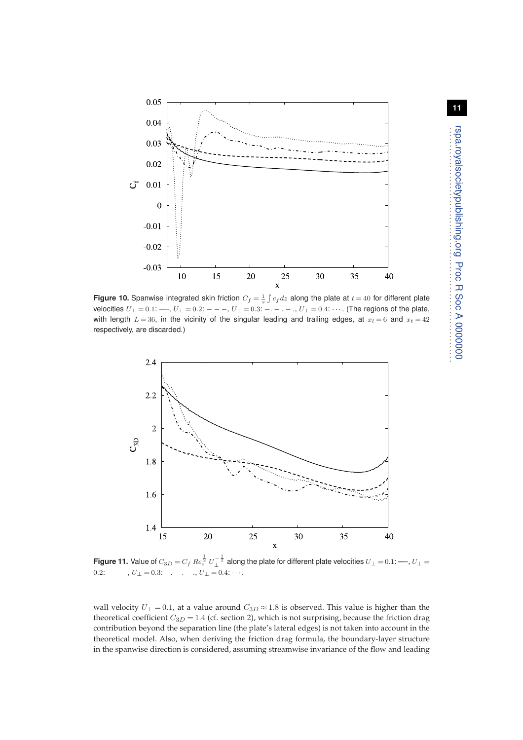**Figure 10.** Spanwise integrated skin friction $C_f = \frac{1}{s}\int c_f dz$ along the plate at $t = 40$ for different plate velocities $U_\perp = 0.1$: —, $U_\perp = 0.2$: $- - -$, $U_\perp = 0.3$: $-. - . - .$, $U_\perp = 0.4$: $\cdots$. (The regions of the plate, with length $L = 36$, in the vicinity of the singular leading and trailing edges, at $x_l = 6$ and $x_t = 42$ respectively, are discarded.)

**Figure 11.** Value of $C_{3D} = C_f \, Re_s^{\frac{1}{2}} \, U_\perp^{-\frac{1}{2}}$ along the plate for different plate velocities $U_\perp = 0.1$: —, $U_\perp = 0.2$: $- - -$, $U_\perp = 0.3$: $-. - . - .$, $U_\perp = 0.4$: $\cdots$.

wall velocity $U_\perp = 0.1$, at a value around $C_{3D} \approx 1.8$ is observed. This value is higher than the theoretical coefficient $C_{3D} = 1.4$ (cf. section 2), which is not surprising, because the friction drag contribution beyond the separation line (the plate's lateral edges) is not taken into account in the theoretical model. Also, when deriving the friction drag formula, the boundary-layer structure in the spanwise direction is considered, assuming streamwise invariance of the flow and leading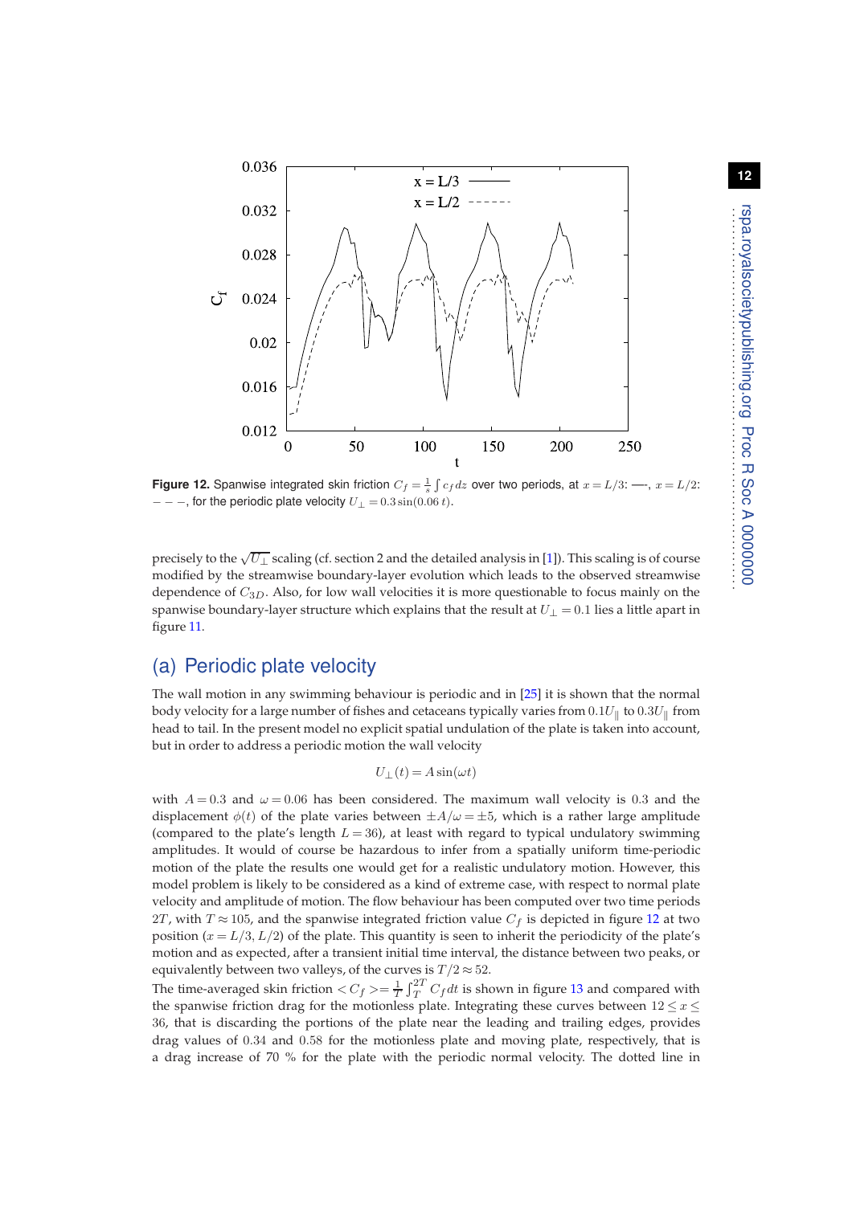Figure 12. Spanwise integrated skin friction $C_f = \frac{1}{s}\int c_f\,dz$ over two periods, at $x = L/3$: —, $x = L/2$: $---$, for the periodic plate velocity $U_\perp = 0.3\sin(0.06\,t)$.

precisely to the $\sqrt{U_\perp}$ scaling (cf. section 2 and the detailed analysis in [1]). This scaling is of course modified by the streamwise boundary-layer evolution which leads to the observed streamwise dependence of $C_{3D}$. Also, for low wall velocities it is more questionable to focus mainly on the spanwise boundary-layer structure which explains that the result at $U_\perp = 0.1$ lies a little apart in figure 11.

## (a) Periodic plate velocity

The wall motion in any swimming behaviour is periodic and in [25] it is shown that the normal body velocity for a large number of fishes and cetaceans typically varies from $0.1U_\parallel$ to $0.3U_\parallel$ from head to tail. In the present model no explicit spatial undulation of the plate is taken into account, but in order to address a periodic motion the wall velocity

$$U_\perp(t) = A\sin(\omega t)$$

with $A = 0.3$ and $\omega = 0.06$ has been considered. The maximum wall velocity is 0.3 and the displacement $\phi(t)$ of the plate varies between $\pm A/\omega = \pm 5$, which is a rather large amplitude (compared to the plate's length $L = 36$), at least with regard to typical undulatory swimming amplitudes. It would of course be hazardous to infer from a spatially uniform time-periodic motion of the plate the results one would get for a realistic undulatory motion. However, this model problem is likely to be considered as a kind of extreme case, with respect to normal plate velocity and amplitude of motion. The flow behaviour has been computed over two time periods $2T$, with $T \approx 105$, and the spanwise integrated friction value $C_f$ is depicted in figure 12 at two position ($x = L/3, L/2$) of the plate. This quantity is seen to inherit the periodicity of the plate's motion and as expected, after a transient initial time interval, the distance between two peaks, or equivalently between two valleys, of the curves is $T/2 \approx 52$.

The time-averaged skin friction $< C_f >= \frac{1}{T}\int_T^{2T} C_f\,dt$ is shown in figure 13 and compared with the spanwise friction drag for the motionless plate. Integrating these curves between $12 \le x \le 36$, that is discarding the portions of the plate near the leading and trailing edges, provides drag values of 0.34 and 0.58 for the motionless plate and moving plate, respectively, that is a drag increase of 70 % for the plate with the periodic normal velocity. The dotted line in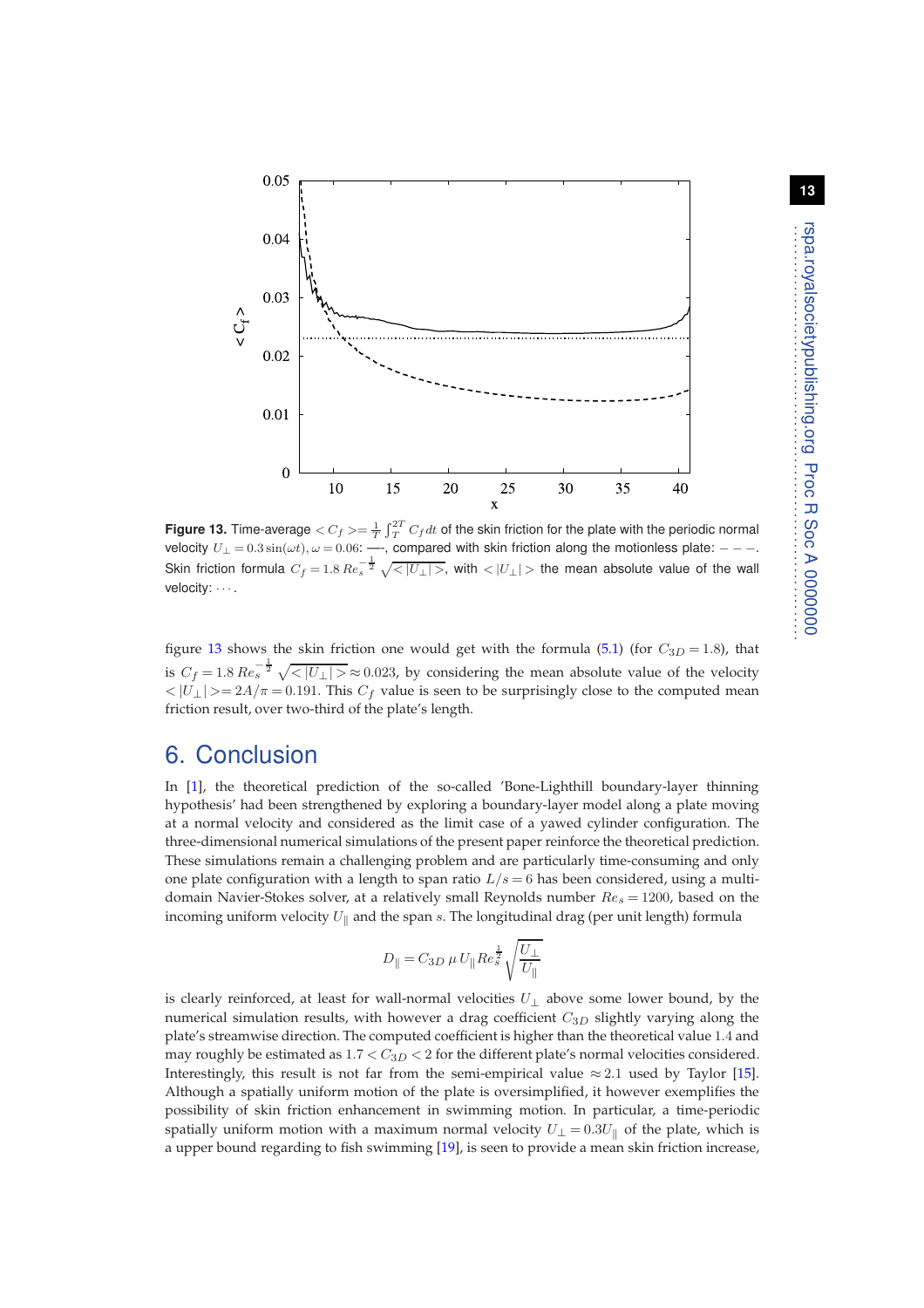Figure 13. Time-average $< C_f >= \frac{1}{T}\int_T^{2T} C_f\, dt$ of the skin friction for the plate with the periodic normal velocity $U_\perp = 0.3\sin(\omega t), \omega = 0.06$: —, compared with skin friction along the motionless plate: $- - -$. Skin friction formula $C_f = 1.8\, Re_s^{-\frac{1}{2}}\, \sqrt{<|U_\perp|>}$, with $<|U_\perp|>$ the mean absolute value of the wall velocity: $\cdots$.

figure 13 shows the skin friction one would get with the formula (5.1) (for $C_{3D} = 1.8$), that is $C_f = 1.8\, Re_s^{-\frac{1}{2}}\, \sqrt{<|U_\perp|>} \approx 0.023$, by considering the mean absolute value of the velocity $<|U_\perp|> = 2A/\pi = 0.191$. This $C_f$ value is seen to be surprisingly close to the computed mean friction result, over two-third of the plate's length.

## 6. Conclusion

In [1], the theoretical prediction of the so-called 'Bone-Lighthill boundary-layer thinning hypothesis' had been strengthened by exploring a boundary-layer model along a plate moving at a normal velocity and considered as the limit case of a yawed cylinder configuration. The three-dimensional numerical simulations of the present paper reinforce the theoretical prediction. These simulations remain a challenging problem and are particularly time-consuming and only one plate configuration with a length to span ratio $L/s = 6$ has been considered, using a multi-domain Navier-Stokes solver, at a relatively small Reynolds number $Re_s = 1200$, based on the incoming uniform velocity $U_\parallel$ and the span $s$. The longitudinal drag (per unit length) formula

$$D_\parallel = C_{3D}\, \mu\, U_\parallel Re_s^{\frac{1}{2}} \sqrt{\frac{U_\perp}{U_\parallel}}$$

is clearly reinforced, at least for wall-normal velocities $U_\perp$ above some lower bound, by the numerical simulation results, with however a drag coefficient $C_{3D}$ slightly varying along the plate's streamwise direction. The computed coefficient is higher than the theoretical value 1.4 and may roughly be estimated as $1.7 < C_{3D} < 2$ for the different plate's normal velocities considered. Interestingly, this result is not far from the semi-empirical value $\approx 2.1$ used by Taylor [15]. Although a spatially uniform motion of the plate is oversimplified, it however exemplifies the possibility of skin friction enhancement in swimming motion. In particular, a time-periodic spatially uniform motion with a maximum normal velocity $U_\perp = 0.3U_\parallel$ of the plate, which is a upper bound regarding to fish swimming [19], is seen to provide a mean skin friction increase,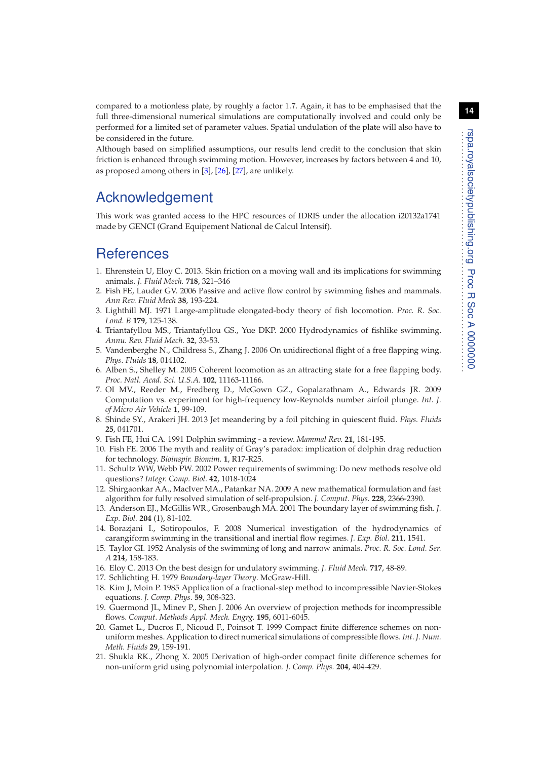compared to a motionless plate, by roughly a factor 1.7. Again, it has to be emphasised that the full three-dimensional numerical simulations are computationally involved and could only be performed for a limited set of parameter values. Spatial undulation of the plate will also have to be considered in the future.

Although based on simplified assumptions, our results lend credit to the conclusion that skin friction is enhanced through swimming motion. However, increases by factors between 4 and 10, as proposed among others in [3], [26], [27], are unlikely.

## Acknowledgement

This work was granted access to the HPC resources of IDRIS under the allocation i20132a1741 made by GENCI (Grand Equipement National de Calcul Intensif).

## References

1. Ehrenstein U, Eloy C. 2013. Skin friction on a moving wall and its implications for swimming animals. *J. Fluid Mech.* **718**, 321–346
2. Fish FE, Lauder GV. 2006 Passive and active flow control by swimming fishes and mammals. *Ann Rev. Fluid Mech* **38**, 193-224.
3. Lighthill MJ. 1971 Large-amplitude elongated-body theory of fish locomotion. *Proc. R. Soc. Lond. B* **179**, 125-138.
4. Triantafyllou MS., Triantafyllou GS., Yue DKP. 2000 Hydrodynamics of fishlike swimming. *Annu. Rev. Fluid Mech.* **32**, 33-53.
5. Vandenberghe N., Childress S., Zhang J. 2006 On unidirectional flight of a free flapping wing. *Phys. Fluids* **18**, 014102.
6. Alben S., Shelley M. 2005 Coherent locomotion as an attracting state for a free flapping body. *Proc. Natl. Acad. Sci. U.S.A.* **102**, 11163-11166.
7. OI MV., Reeder M., Fredberg D., McGown GZ., Gopalarathnam A., Edwards JR. 2009 Computation vs. experiment for high-frequency low-Reynolds number airfoil plunge. *Int. J. of Micro Air Vehicle* **1**, 99-109.
8. Shinde SY., Arakeri JH. 2013 Jet meandering by a foil pitching in quiescent fluid. *Phys. Fluids* **25**, 041701.
9. Fish FE, Hui CA. 1991 Dolphin swimming - a review. *Mammal Rev.* **21**, 181-195.
10. Fish FE. 2006 The myth and reality of Gray's paradox: implication of dolphin drag reduction for technology. *Bioinspir. Biomim.* **1**, R17-R25.
11. Schultz WW, Webb PW. 2002 Power requirements of swimming: Do new methods resolve old questions? *Integr. Comp. Biol.* **42**, 1018-1024
12. Shirgaonkar AA., MacIver MA., Patankar NA. 2009 A new mathematical formulation and fast algorithm for fully resolved simulation of self-propulsion. *J. Comput. Phys.* **228**, 2366-2390.
13. Anderson EJ., McGillis WR., Grosenbaugh MA. 2001 The boundary layer of swimming fish. *J. Exp. Biol.* **204** (1), 81-102.
14. Borazjani I., Sotiropoulos, F. 2008 Numerical investigation of the hydrodynamics of carangiform swimming in the transitional and inertial flow regimes. *J. Exp. Biol.* **211**, 1541.
15. Taylor GI. 1952 Analysis of the swimming of long and narrow animals. *Proc. R. Soc. Lond. Ser. A* **214**, 158-183.
16. Eloy C. 2013 On the best design for undulatory swimming. *J. Fluid Mech.* **717**, 48-89.
17. Schlichting H. 1979 *Boundary-layer Theory*. McGraw-Hill.
18. Kim J, Moin P. 1985 Application of a fractional-step method to incompressible Navier-Stokes equations. *J. Comp. Phys.* **59**, 308-323.
19. Guermond JL, Minev P., Shen J. 2006 An overview of projection methods for incompressible flows. *Comput. Methods Appl. Mech. Engrg.* **195**, 6011-6045.
20. Gamet L., Ducros F., Nicoud F., Poinsot T. 1999 Compact finite difference schemes on non-uniform meshes. Application to direct numerical simulations of compressible flows. *Int. J. Num. Meth. Fluids* **29**, 159-191.
21. Shukla RK., Zhong X. 2005 Derivation of high-order compact finite difference schemes for non-uniform grid using polynomial interpolation. *J. Comp. Phys.* **204**, 404-429.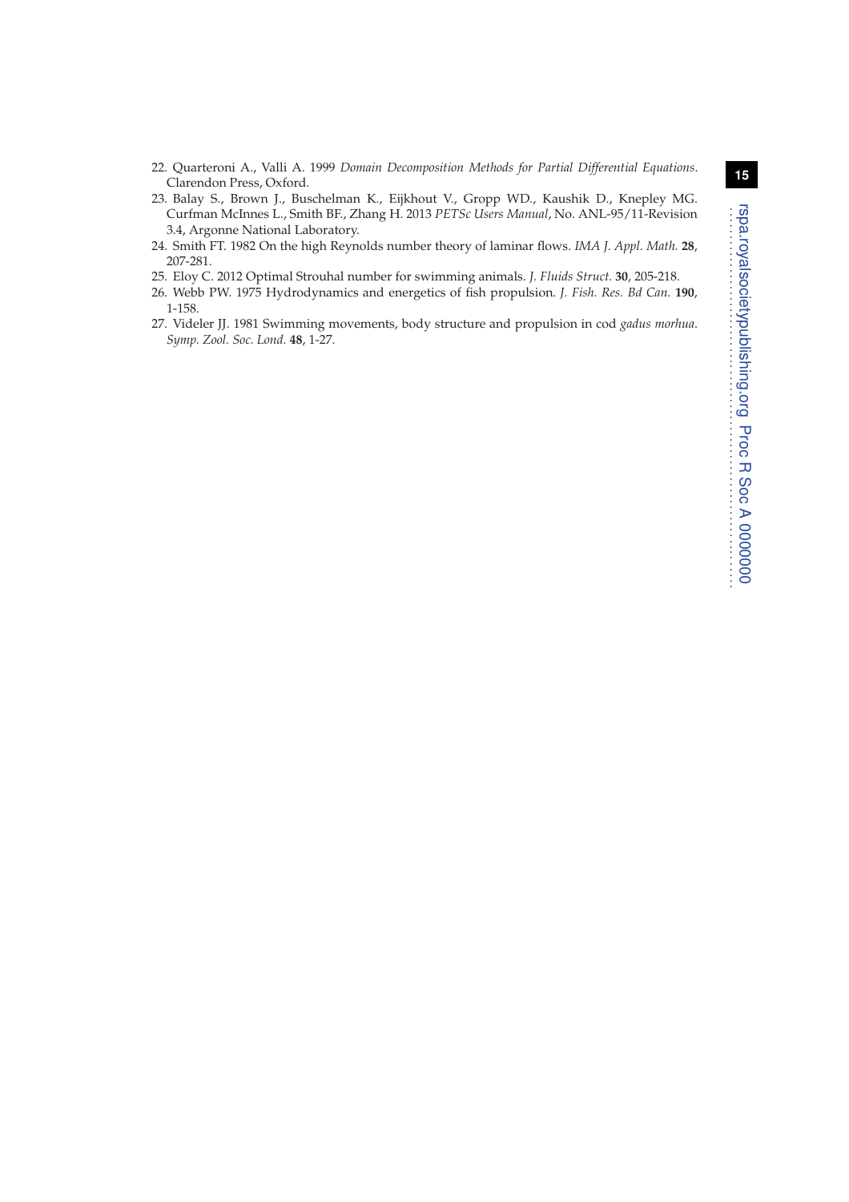22. Quarteroni A., Valli A. 1999 *Domain Decomposition Methods for Partial Differential Equations*. Clarendon Press, Oxford.
23. Balay S., Brown J., Buschelman K., Eijkhout V., Gropp WD., Kaushik D., Knepley MG. Curfman McInnes L., Smith BF., Zhang H. 2013 *PETSc Users Manual*, No. ANL-95/11-Revision 3.4, Argonne National Laboratory.
24. Smith FT. 1982 On the high Reynolds number theory of laminar flows. *IMA J. Appl. Math.* **28**, 207-281.
25. Eloy C. 2012 Optimal Strouhal number for swimming animals. *J. Fluids Struct.* **30**, 205-218.
26. Webb PW. 1975 Hydrodynamics and energetics of fish propulsion. *J. Fish. Res. Bd Can.* **190**, 1-158.
27. Videler JJ. 1981 Swimming movements, body structure and propulsion in cod *gadus morhua*. *Symp. Zool. Soc. Lond.* **48**, 1-27.